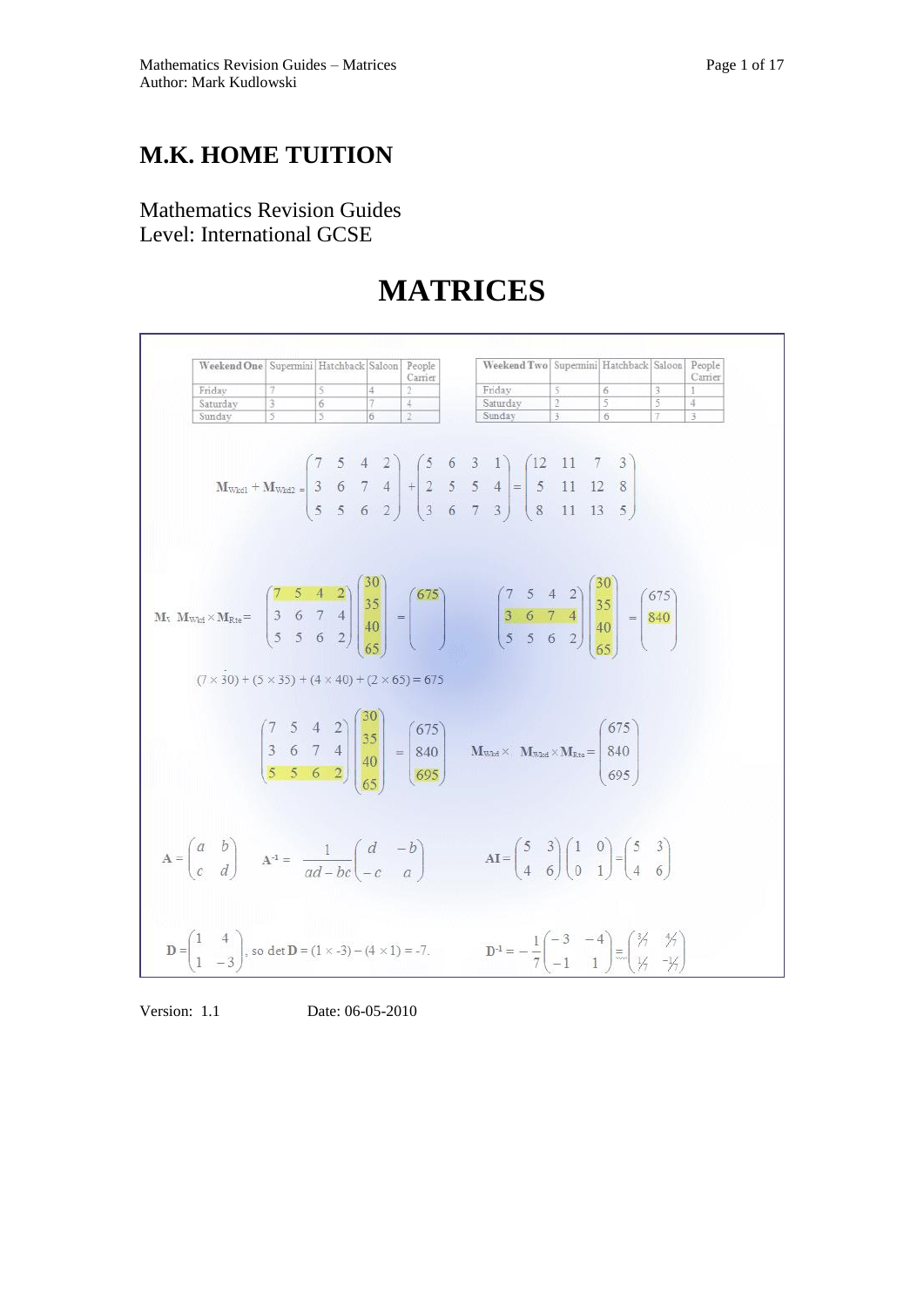# M.K. HOME TUITION

Mathematics Revision Guides
Level: International GCSE

# MATRICES

| Weekend One | Supermini | Hatchback | Saloon | People Carrier |
|---|---|---|---|---|
| Friday | 7 | 5 | 4 | 2 |
| Saturday | 3 | 6 | 7 | 4 |
| Sunday | 5 | 5 | 6 | 2 |

| Weekend Two | Supermini | Hatchback | Saloon | People Carrier |
|---|---|---|---|---|
| Friday | 5 | 6 | 3 | 1 |
| Saturday | 2 | 5 | 5 | 4 |
| Sunday | 3 | 6 | 7 | 3 |

$$\mathbf{M}_{\text{Wkd1}} + \mathbf{M}_{\text{Wkd2}} = \begin{pmatrix} 7 & 5 & 4 & 2 \\ 3 & 6 & 7 & 4 \\ 5 & 5 & 6 & 2 \end{pmatrix} + \begin{pmatrix} 5 & 6 & 3 & 1 \\ 2 & 5 & 5 & 4 \\ 3 & 6 & 7 & 3 \end{pmatrix} = \begin{pmatrix} 12 & 11 & 7 & 3 \\ 5 & 11 & 12 & 8 \\ 8 & 11 & 13 & 5 \end{pmatrix}$$

$$\mathbf{M}_{\text{Wkd}} \times \mathbf{M}_{\text{Rte}} = \begin{pmatrix} 7 & 5 & 4 & 2 \\ 3 & 6 & 7 & 4 \\ 5 & 5 & 6 & 2 \end{pmatrix} \begin{pmatrix} 30 \\ 35 \\ 40 \\ 65 \end{pmatrix} = \begin{pmatrix} 675 \\ \\ \\ \end{pmatrix} \qquad \begin{pmatrix} 7 & 5 & 4 & 2 \\ 3 & 6 & 7 & 4 \\ 5 & 5 & 6 & 2 \end{pmatrix} \begin{pmatrix} 30 \\ 35 \\ 40 \\ 65 \end{pmatrix} = \begin{pmatrix} 675 \\ 840 \\ \\ \end{pmatrix}$$

$$(7 \times 30) + (5 \times 35) + (4 \times 40) + (2 \times 65) = 675$$

$$\begin{pmatrix} 7 & 5 & 4 & 2 \\ 3 & 6 & 7 & 4 \\ 5 & 5 & 6 & 2 \end{pmatrix} \begin{pmatrix} 30 \\ 35 \\ 40 \\ 65 \end{pmatrix} = \begin{pmatrix} 675 \\ 840 \\ 695 \end{pmatrix} \qquad \mathbf{M}_{\text{Wkd}} \times \mathbf{M}_{\text{Rte}} = \begin{pmatrix} 675 \\ 840 \\ 695 \end{pmatrix}$$

$$\mathbf{A} = \begin{pmatrix} a & b \\ c & d \end{pmatrix} \qquad \mathbf{A}^{-1} = \frac{1}{ad - bc} \begin{pmatrix} d & -b \\ -c & a \end{pmatrix} \qquad \mathbf{AI} = \begin{pmatrix} 5 & 3 \\ 4 & 6 \end{pmatrix} \begin{pmatrix} 1 & 0 \\ 0 & 1 \end{pmatrix} = \begin{pmatrix} 5 & 3 \\ 4 & 6 \end{pmatrix}$$

$$\mathbf{D} = \begin{pmatrix} 1 & 4 \\ 1 & -3 \end{pmatrix}, \text{ so } \det \mathbf{D} = (1 \times -3) - (4 \times 1) = -7. \qquad \mathbf{D}^{-1} = -\frac{1}{7} \begin{pmatrix} -3 & -4 \\ -1 & 1 \end{pmatrix} = \begin{pmatrix} \frac{3}{7} & \frac{4}{7} \\ \frac{1}{7} & -\frac{1}{7} \end{pmatrix}$$

Version: 1.1 Date: 06-05-2010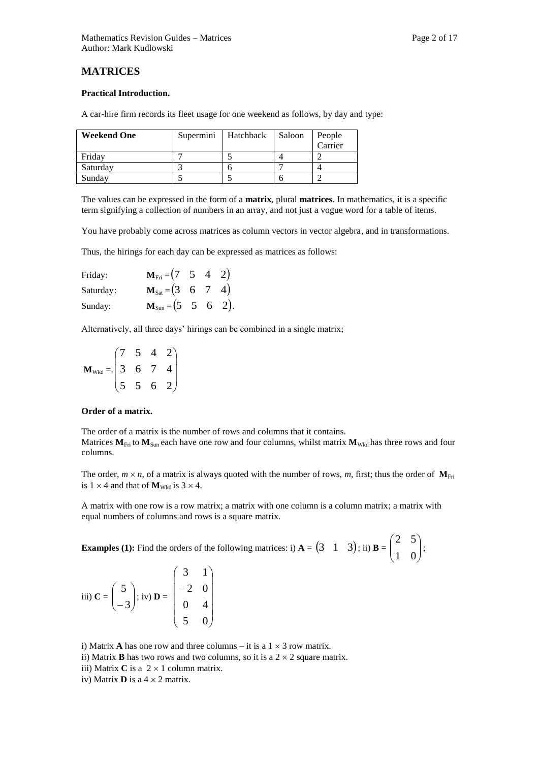# MATRICES

**Practical Introduction.**

A car-hire firm records its fleet usage for one weekend as follows, by day and type:

| **Weekend One** | Supermini | Hatchback | Saloon | People Carrier |
|---|---|---|---|---|
| Friday | 7 | 5 | 4 | 2 |
| Saturday | 3 | 6 | 7 | 4 |
| Sunday | 5 | 5 | 6 | 2 |

The values can be expressed in the form of a **matrix**, plural **matrices**. In mathematics, it is a specific term signifying a collection of numbers in an array, and not just a vogue word for a table of items.

You have probably come across matrices as column vectors in vector algebra, and in transformations.

Thus, the hirings for each day can be expressed as matrices as follows:

Friday: $\mathbf{M}_{\text{Fri}} = \begin{pmatrix} 7 & 5 & 4 & 2 \end{pmatrix}$

Saturday: $\mathbf{M}_{\text{Sat}} = \begin{pmatrix} 3 & 6 & 7 & 4 \end{pmatrix}$

Sunday: $\mathbf{M}_{\text{Sun}} = \begin{pmatrix} 5 & 5 & 6 & 2 \end{pmatrix}$.

Alternatively, all three days' hirings can be combined in a single matrix;

$$\mathbf{M}_{\text{Wkd}} =. \begin{pmatrix} 7 & 5 & 4 & 2 \\ 3 & 6 & 7 & 4 \\ 5 & 5 & 6 & 2 \end{pmatrix}$$

**Order of a matrix.**

The order of a matrix is the number of rows and columns that it contains.
Matrices $\mathbf{M}_{\text{Fri}}$ to $\mathbf{M}_{\text{Sun}}$ each have one row and four columns, whilst matrix $\mathbf{M}_{\text{Wkd}}$ has three rows and four columns.

The order, $m \times n$, of a matrix is always quoted with the number of rows, $m$, first; thus the order of $\mathbf{M}_{\text{Fri}}$ is $1 \times 4$ and that of $\mathbf{M}_{\text{Wkd}}$ is $3 \times 4$.

A matrix with one row is a row matrix; a matrix with one column is a column matrix; a matrix with equal numbers of columns and rows is a square matrix.

**Examples (1):** Find the orders of the following matrices: i) $\mathbf{A} = \begin{pmatrix} 3 & 1 & 3 \end{pmatrix}$; ii) $\mathbf{B} = \begin{pmatrix} 2 & 5 \\ 1 & 0 \end{pmatrix}$;

iii) $\mathbf{C} = \begin{pmatrix} 5 \\ -3 \end{pmatrix}$; iv) $\mathbf{D} = \begin{pmatrix} 3 & 1 \\ -2 & 0 \\ 0 & 4 \\ 5 & 0 \end{pmatrix}$

i) Matrix **A** has one row and three columns – it is a $1 \times 3$ row matrix.
ii) Matrix **B** has two rows and two columns, so it is a $2 \times 2$ square matrix.
iii) Matrix **C** is a $2 \times 1$ column matrix.
iv) Matrix **D** is a $4 \times 2$ matrix.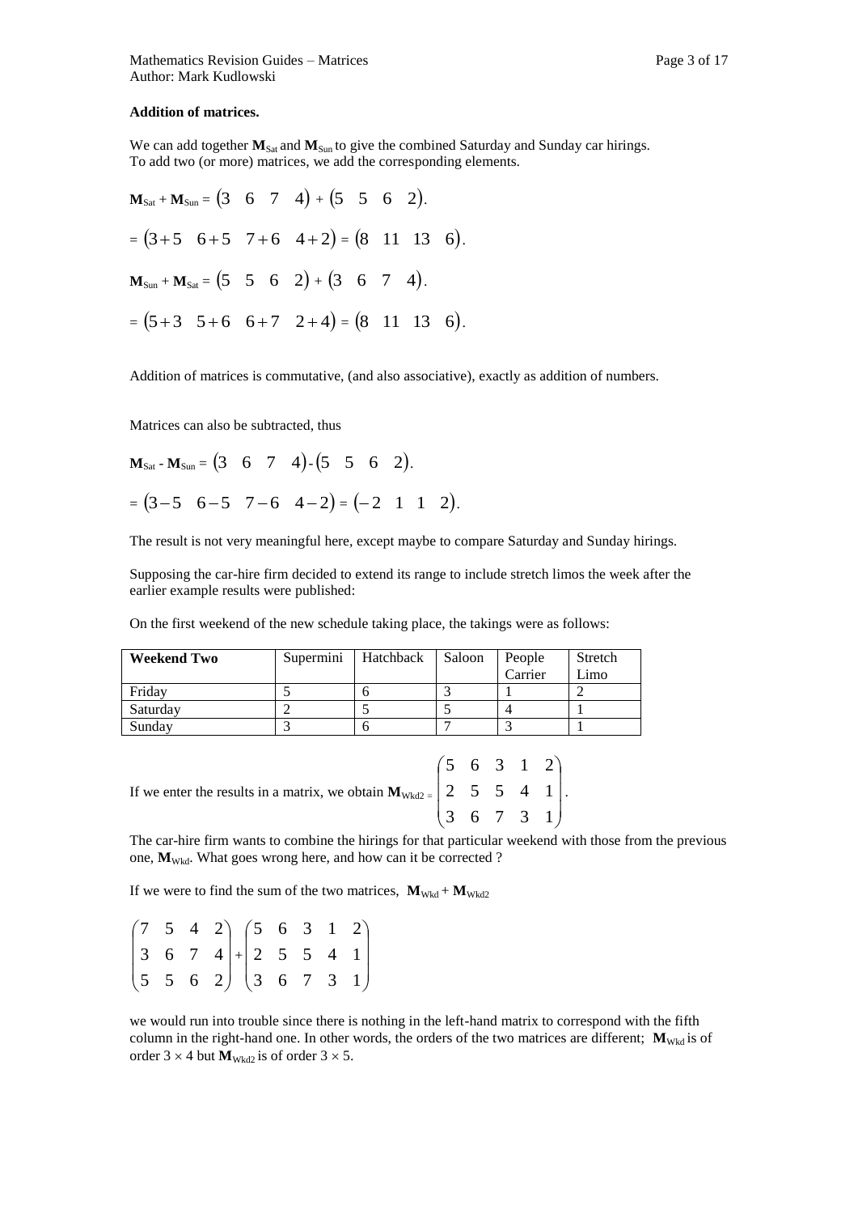**Addition of matrices.**

We can add together $\mathbf{M}_{\text{Sat}}$ and $\mathbf{M}_{\text{Sun}}$ to give the combined Saturday and Sunday car hirings.
To add two (or more) matrices, we add the corresponding elements.

$$\mathbf{M}_{\text{Sat}} + \mathbf{M}_{\text{Sun}} = \begin{pmatrix} 3 & 6 & 7 & 4 \end{pmatrix} + \begin{pmatrix} 5 & 5 & 6 & 2 \end{pmatrix}.$$

$$= \begin{pmatrix} 3+5 & 6+5 & 7+6 & 4+2 \end{pmatrix} = \begin{pmatrix} 8 & 11 & 13 & 6 \end{pmatrix}.$$

$$\mathbf{M}_{\text{Sun}} + \mathbf{M}_{\text{Sat}} = \begin{pmatrix} 5 & 5 & 6 & 2 \end{pmatrix} + \begin{pmatrix} 3 & 6 & 7 & 4 \end{pmatrix}.$$

$$= \begin{pmatrix} 5+3 & 5+6 & 6+7 & 2+4 \end{pmatrix} = \begin{pmatrix} 8 & 11 & 13 & 6 \end{pmatrix}.$$

Addition of matrices is commutative, (and also associative), exactly as addition of numbers.

Matrices can also be subtracted, thus

$$\mathbf{M}_{\text{Sat}} - \mathbf{M}_{\text{Sun}} = \begin{pmatrix} 3 & 6 & 7 & 4 \end{pmatrix} - \begin{pmatrix} 5 & 5 & 6 & 2 \end{pmatrix}.$$

$$= \begin{pmatrix} 3-5 & 6-5 & 7-6 & 4-2 \end{pmatrix} = \begin{pmatrix} -2 & 1 & 1 & 2 \end{pmatrix}.$$

The result is not very meaningful here, except maybe to compare Saturday and Sunday hirings.

Supposing the car-hire firm decided to extend its range to include stretch limos the week after the earlier example results were published:

On the first weekend of the new schedule taking place, the takings were as follows:

| **Weekend Two** | Supermini | Hatchback | Saloon | People Carrier | Stretch Limo |
|---|---|---|---|---|---|
| Friday | 5 | 6 | 3 | 1 | 2 |
| Saturday | 2 | 5 | 5 | 4 | 1 |
| Sunday | 3 | 6 | 7 | 3 | 1 |

If we enter the results in a matrix, we obtain $\mathbf{M}_{\text{Wkd2}} = \begin{pmatrix} 5 & 6 & 3 & 1 & 2 \\ 2 & 5 & 5 & 4 & 1 \\ 3 & 6 & 7 & 3 & 1 \end{pmatrix}$.

The car-hire firm wants to combine the hirings for that particular weekend with those from the previous one, $\mathbf{M}_{\text{Wkd}}$. What goes wrong here, and how can it be corrected ?

If we were to find the sum of the two matrices, $\mathbf{M}_{\text{Wkd}} + \mathbf{M}_{\text{Wkd2}}$

$$\begin{pmatrix} 7 & 5 & 4 & 2 \\ 3 & 6 & 7 & 4 \\ 5 & 5 & 6 & 2 \end{pmatrix} + \begin{pmatrix} 5 & 6 & 3 & 1 & 2 \\ 2 & 5 & 5 & 4 & 1 \\ 3 & 6 & 7 & 3 & 1 \end{pmatrix}$$

we would run into trouble since there is nothing in the left-hand matrix to correspond with the fifth column in the right-hand one. In other words, the orders of the two matrices are different; $\mathbf{M}_{\text{Wkd}}$ is of order $3 \times 4$ but $\mathbf{M}_{\text{Wkd2}}$ is of order $3 \times 5$.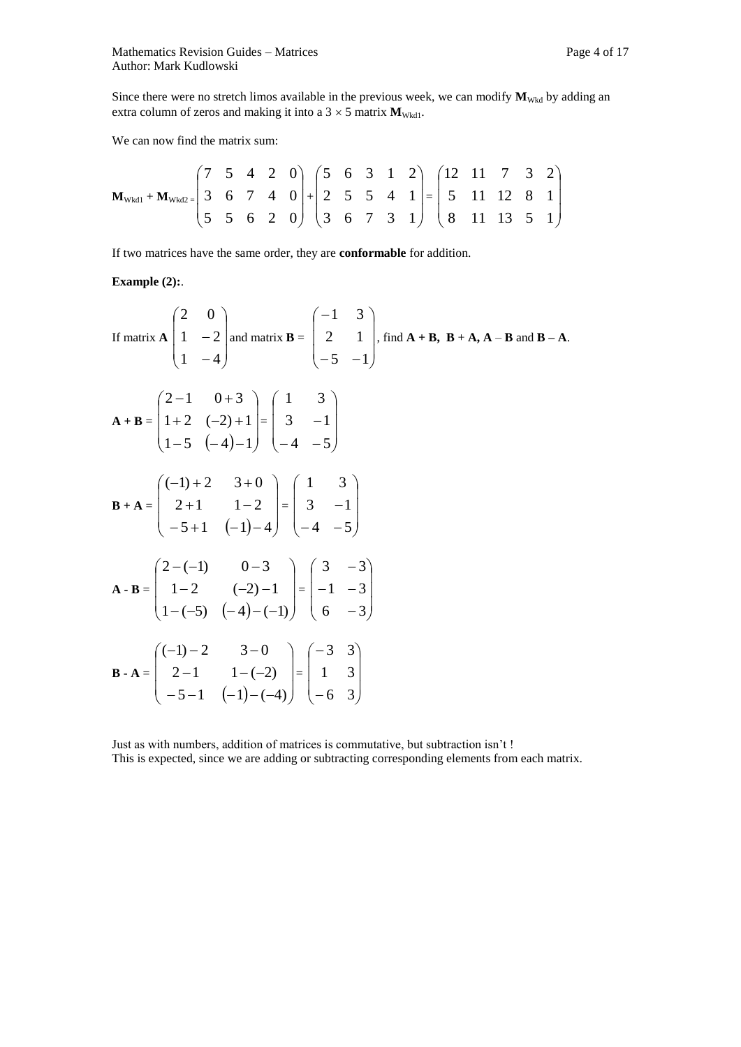Since there were no stretch limos available in the previous week, we can modify $\mathbf{M}_{\text{Wkd}}$ by adding an extra column of zeros and making it into a $3 \times 5$ matrix $\mathbf{M}_{\text{Wkd1}}$.

We can now find the matrix sum:

$$\mathbf{M}_{\text{Wkd1}} + \mathbf{M}_{\text{Wkd2}} = \begin{pmatrix} 7 & 5 & 4 & 2 & 0 \\ 3 & 6 & 7 & 4 & 0 \\ 5 & 5 & 6 & 2 & 0 \end{pmatrix} + \begin{pmatrix} 5 & 6 & 3 & 1 & 2 \\ 2 & 5 & 5 & 4 & 1 \\ 3 & 6 & 7 & 3 & 1 \end{pmatrix} = \begin{pmatrix} 12 & 11 & 7 & 3 & 2 \\ 5 & 11 & 12 & 8 & 1 \\ 8 & 11 & 13 & 5 & 1 \end{pmatrix}$$

If two matrices have the same order, they are **conformable** for addition.

**Example (2):**.

If matrix $\mathbf{A} \begin{pmatrix} 2 & 0 \\ 1 & -2 \\ 1 & -4 \end{pmatrix}$ and matrix $\mathbf{B} = \begin{pmatrix} -1 & 3 \\ 2 & 1 \\ -5 & -1 \end{pmatrix}$, find $\mathbf{A + B}$, $\mathbf{B + A}$, $\mathbf{A - B}$ and $\mathbf{B - A}$.

$$\mathbf{A + B} = \begin{pmatrix} 2-1 & 0+3 \\ 1+2 & (-2)+1 \\ 1-5 & (-4)-1 \end{pmatrix} = \begin{pmatrix} 1 & 3 \\ 3 & -1 \\ -4 & -5 \end{pmatrix}$$

$$\mathbf{B + A} = \begin{pmatrix} (-1)+2 & 3+0 \\ 2+1 & 1-2 \\ -5+1 & (-1)-4 \end{pmatrix} = \begin{pmatrix} 1 & 3 \\ 3 & -1 \\ -4 & -5 \end{pmatrix}$$

$$\mathbf{A - B} = \begin{pmatrix} 2-(-1) & 0-3 \\ 1-2 & (-2)-1 \\ 1-(-5) & (-4)-(-1) \end{pmatrix} = \begin{pmatrix} 3 & -3 \\ -1 & -3 \\ 6 & -3 \end{pmatrix}$$

$$\mathbf{B - A} = \begin{pmatrix} (-1)-2 & 3-0 \\ 2-1 & 1-(-2) \\ -5-1 & (-1)-(-4) \end{pmatrix} = \begin{pmatrix} -3 & 3 \\ 1 & 3 \\ -6 & 3 \end{pmatrix}$$

Just as with numbers, addition of matrices is commutative, but subtraction isn't !
This is expected, since we are adding or subtracting corresponding elements from each matrix.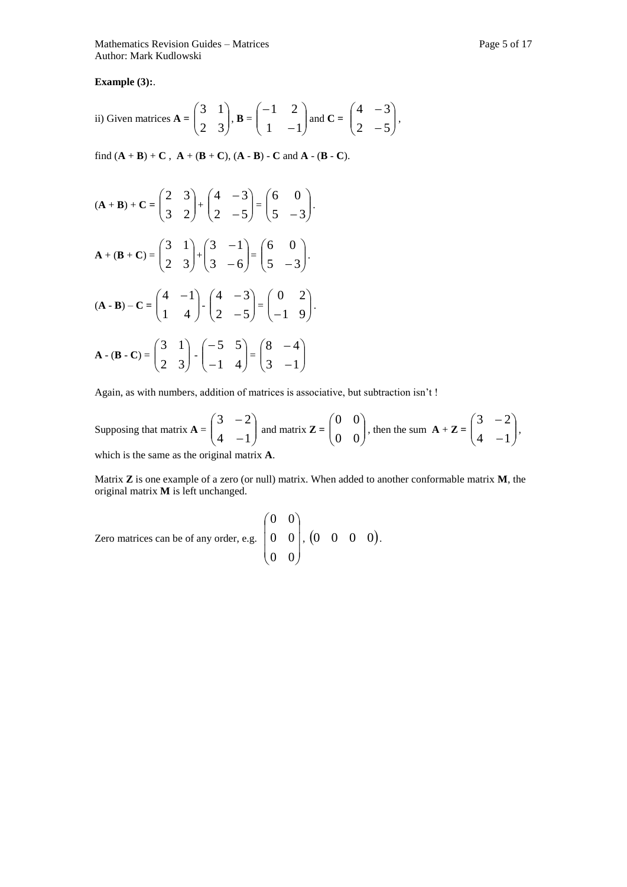**Example (3):**.

ii) Given matrices $\mathbf{A} = \begin{pmatrix} 3 & 1 \\ 2 & 3 \end{pmatrix}$, $\mathbf{B} = \begin{pmatrix} -1 & 2 \\ 1 & -1 \end{pmatrix}$ and $\mathbf{C} = \begin{pmatrix} 4 & -3 \\ 2 & -5 \end{pmatrix}$,

find $(\mathbf{A} + \mathbf{B}) + \mathbf{C}$ , $\mathbf{A} + (\mathbf{B} + \mathbf{C})$, $(\mathbf{A} - \mathbf{B}) - \mathbf{C}$ and $\mathbf{A} - (\mathbf{B} - \mathbf{C})$.

$$(\mathbf{A} + \mathbf{B}) + \mathbf{C} = \begin{pmatrix} 2 & 3 \\ 3 & 2 \end{pmatrix} + \begin{pmatrix} 4 & -3 \\ 2 & -5 \end{pmatrix} = \begin{pmatrix} 6 & 0 \\ 5 & -3 \end{pmatrix}.$$

$$\mathbf{A} + (\mathbf{B} + \mathbf{C}) = \begin{pmatrix} 3 & 1 \\ 2 & 3 \end{pmatrix} + \begin{pmatrix} 3 & -1 \\ 3 & -6 \end{pmatrix} = \begin{pmatrix} 6 & 0 \\ 5 & -3 \end{pmatrix}.$$

$$(\mathbf{A} - \mathbf{B}) - \mathbf{C} = \begin{pmatrix} 4 & -1 \\ 1 & 4 \end{pmatrix} - \begin{pmatrix} 4 & -3 \\ 2 & -5 \end{pmatrix} = \begin{pmatrix} 0 & 2 \\ -1 & 9 \end{pmatrix}.$$

$$\mathbf{A} - (\mathbf{B} - \mathbf{C}) = \begin{pmatrix} 3 & 1 \\ 2 & 3 \end{pmatrix} - \begin{pmatrix} -5 & 5 \\ -1 & 4 \end{pmatrix} = \begin{pmatrix} 8 & -4 \\ 3 & -1 \end{pmatrix}$$

Again, as with numbers, addition of matrices is associative, but subtraction isn't !

Supposing that matrix $\mathbf{A} = \begin{pmatrix} 3 & -2 \\ 4 & -1 \end{pmatrix}$ and matrix $\mathbf{Z} = \begin{pmatrix} 0 & 0 \\ 0 & 0 \end{pmatrix}$, then the sum $\mathbf{A} + \mathbf{Z} = \begin{pmatrix} 3 & -2 \\ 4 & -1 \end{pmatrix}$, which is the same as the original matrix $\mathbf{A}$.

Matrix $\mathbf{Z}$ is one example of a zero (or null) matrix. When added to another conformable matrix $\mathbf{M}$, the original matrix $\mathbf{M}$ is left unchanged.

Zero matrices can be of any order, e.g. $\begin{pmatrix} 0 & 0 \\ 0 & 0 \\ 0 & 0 \end{pmatrix}$, $\begin{pmatrix} 0 & 0 & 0 & 0 \end{pmatrix}$.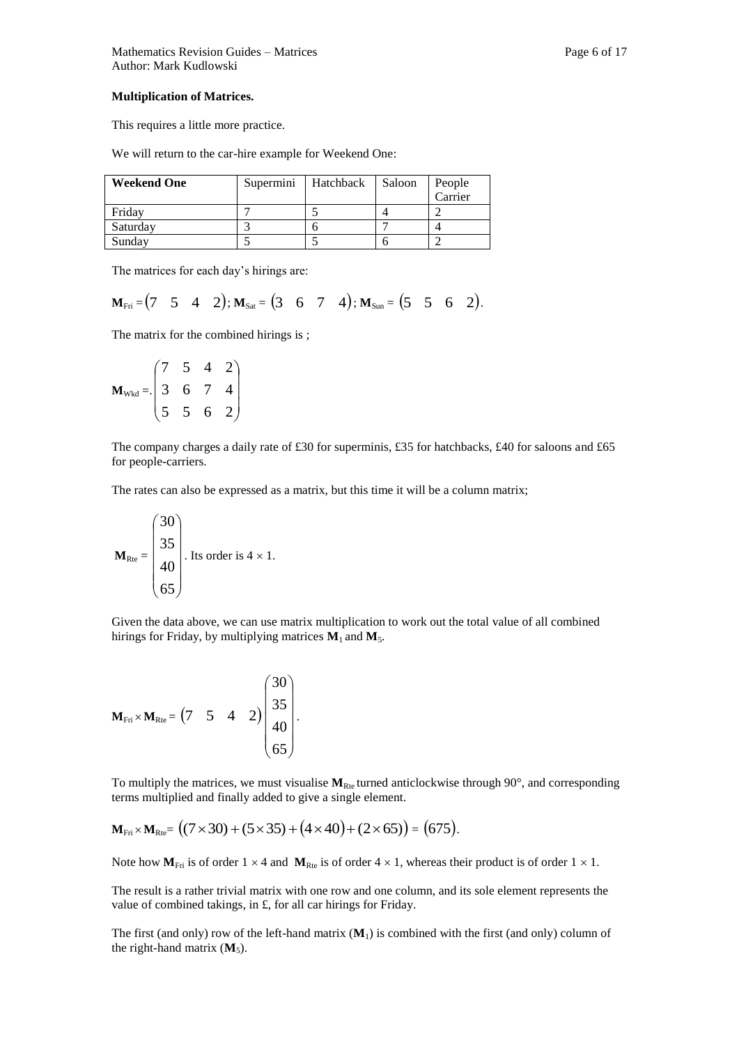**Multiplication of Matrices.**

This requires a little more practice.

We will return to the car-hire example for Weekend One:

| Weekend One | Supermini | Hatchback | Saloon | People Carrier |
|---|---|---|---|---|
| Friday | 7 | 5 | 4 | 2 |
| Saturday | 3 | 6 | 7 | 4 |
| Sunday | 5 | 5 | 6 | 2 |

The matrices for each day's hirings are:

$\mathbf{M}_{\text{Fri}} = \begin{pmatrix} 7 & 5 & 4 & 2 \end{pmatrix}$; $\mathbf{M}_{\text{Sat}} = \begin{pmatrix} 3 & 6 & 7 & 4 \end{pmatrix}$; $\mathbf{M}_{\text{Sun}} = \begin{pmatrix} 5 & 5 & 6 & 2 \end{pmatrix}$.

The matrix for the combined hirings is ;

$$\mathbf{M}_{\text{Wkd}} =. \begin{pmatrix} 7 & 5 & 4 & 2 \\ 3 & 6 & 7 & 4 \\ 5 & 5 & 6 & 2 \end{pmatrix}$$

The company charges a daily rate of £30 for superminis, £35 for hatchbacks, £40 for saloons and £65 for people-carriers.

The rates can also be expressed as a matrix, but this time it will be a column matrix;

$$\mathbf{M}_{\text{Rte}} = \begin{pmatrix} 30 \\ 35 \\ 40 \\ 65 \end{pmatrix}. \text{ Its order is } 4 \times 1.$$

Given the data above, we can use matrix multiplication to work out the total value of all combined hirings for Friday, by multiplying matrices $\mathbf{M}_1$ and $\mathbf{M}_5$.

$$\mathbf{M}_{\text{Fri}} \times \mathbf{M}_{\text{Rte}} = \begin{pmatrix} 7 & 5 & 4 & 2 \end{pmatrix} \begin{pmatrix} 30 \\ 35 \\ 40 \\ 65 \end{pmatrix}.$$

To multiply the matrices, we must visualise $\mathbf{M}_{\text{Rte}}$ turned anticlockwise through 90°, and corresponding terms multiplied and finally added to give a single element.

$$\mathbf{M}_{\text{Fri}} \times \mathbf{M}_{\text{Rte}} = \left( (7 \times 30) + (5 \times 35) + (4 \times 40) + (2 \times 65) \right) = \left( 675 \right).$$

Note how $\mathbf{M}_{\text{Fri}}$ is of order $1 \times 4$ and $\mathbf{M}_{\text{Rte}}$ is of order $4 \times 1$, whereas their product is of order $1 \times 1$.

The result is a rather trivial matrix with one row and one column, and its sole element represents the value of combined takings, in £, for all car hirings for Friday.

The first (and only) row of the left-hand matrix ($\mathbf{M}_1$) is combined with the first (and only) column of the right-hand matrix ($\mathbf{M}_5$).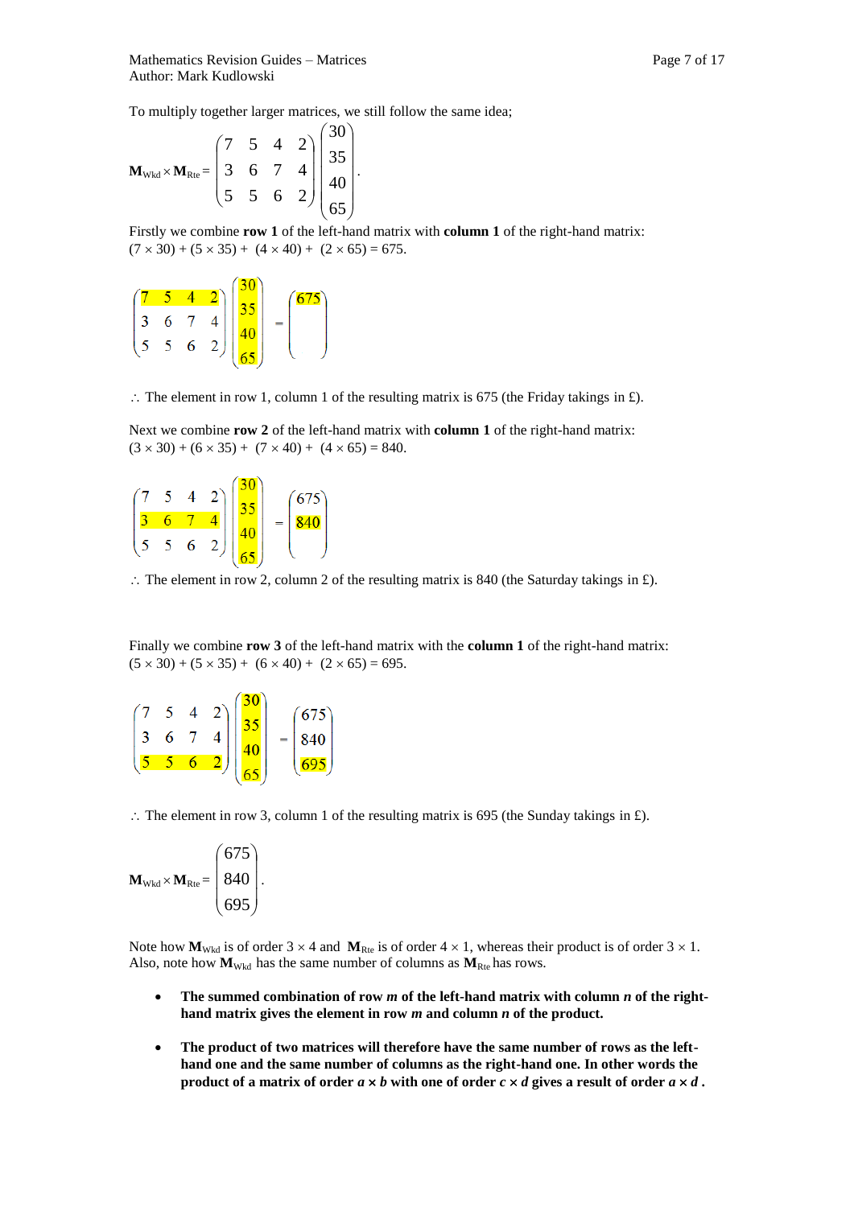To multiply together larger matrices, we still follow the same idea;

$$\mathbf{M}_{\text{Wkd}} \times \mathbf{M}_{\text{Rte}} = \begin{pmatrix} 7 & 5 & 4 & 2 \\ 3 & 6 & 7 & 4 \\ 5 & 5 & 6 & 2 \end{pmatrix} \begin{pmatrix} 30 \\ 35 \\ 40 \\ 65 \end{pmatrix}.$$

Firstly we combine **row 1** of the left-hand matrix with **column 1** of the right-hand matrix:
$(7 \times 30) + (5 \times 35) + (4 \times 40) + (2 \times 65) = 675.$

$$\begin{pmatrix} 7 & 5 & 4 & 2 \\ 3 & 6 & 7 & 4 \\ 5 & 5 & 6 & 2 \end{pmatrix} \begin{pmatrix} 30 \\ 35 \\ 40 \\ 65 \end{pmatrix} = \begin{pmatrix} 675 \\ \\ \\ \end{pmatrix}$$

$\therefore$ The element in row 1, column 1 of the resulting matrix is 675 (the Friday takings in £).

Next we combine **row 2** of the left-hand matrix with **column 1** of the right-hand matrix:
$(3 \times 30) + (6 \times 35) + (7 \times 40) + (4 \times 65) = 840.$

$$\begin{pmatrix} 7 & 5 & 4 & 2 \\ 3 & 6 & 7 & 4 \\ 5 & 5 & 6 & 2 \end{pmatrix} \begin{pmatrix} 30 \\ 35 \\ 40 \\ 65 \end{pmatrix} = \begin{pmatrix} 675 \\ 840 \\ \\ \end{pmatrix}$$

$\therefore$ The element in row 2, column 2 of the resulting matrix is 840 (the Saturday takings in £).

Finally we combine **row 3** of the left-hand matrix with the **column 1** of the right-hand matrix:
$(5 \times 30) + (5 \times 35) + (6 \times 40) + (2 \times 65) = 695.$

$$\begin{pmatrix} 7 & 5 & 4 & 2 \\ 3 & 6 & 7 & 4 \\ 5 & 5 & 6 & 2 \end{pmatrix} \begin{pmatrix} 30 \\ 35 \\ 40 \\ 65 \end{pmatrix} = \begin{pmatrix} 675 \\ 840 \\ 695 \end{pmatrix}$$

$\therefore$ The element in row 3, column 1 of the resulting matrix is 695 (the Sunday takings in £).

$$\mathbf{M}_{\text{Wkd}} \times \mathbf{M}_{\text{Rte}} = \begin{pmatrix} 675 \\ 840 \\ 695 \end{pmatrix}.$$

Note how $\mathbf{M}_{\text{Wkd}}$ is of order $3 \times 4$ and $\mathbf{M}_{\text{Rte}}$ is of order $4 \times 1$, whereas their product is of order $3 \times 1$. Also, note how $\mathbf{M}_{\text{Wkd}}$ has the same number of columns as $\mathbf{M}_{\text{Rte}}$ has rows.

- **The summed combination of row *m* of the left-hand matrix with column *n* of the right-hand matrix gives the element in row *m* and column *n* of the product.**

- **The product of two matrices will therefore have the same number of rows as the left-hand one and the same number of columns as the right-hand one. In other words the product of a matrix of order $a \times b$ with one of order $c \times d$ gives a result of order $a \times d$.**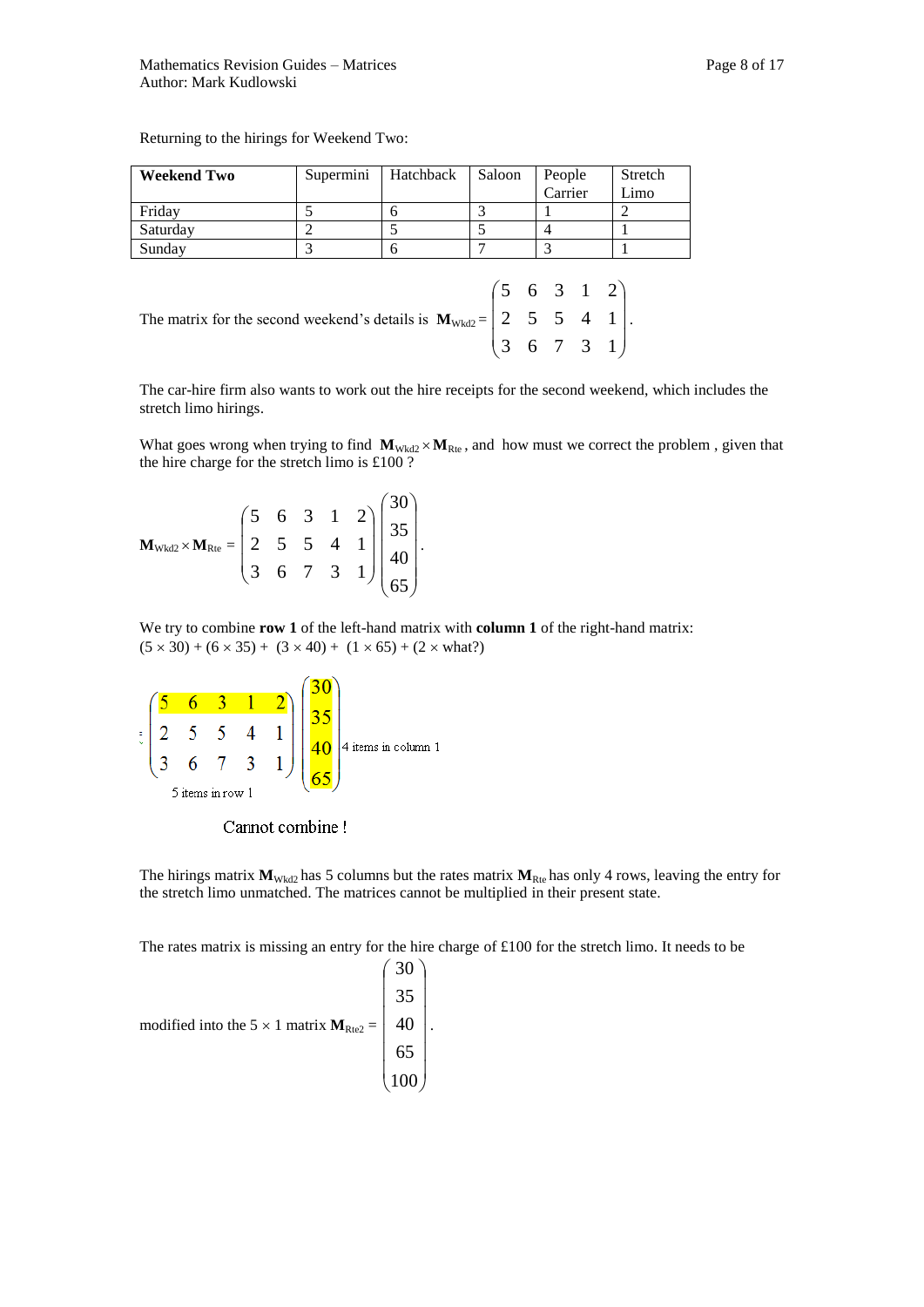Returning to the hirings for Weekend Two:

| **Weekend Two** | Supermini | Hatchback | Saloon | People Carrier | Stretch Limo |
|---|---|---|---|---|---|
| Friday | 5 | 6 | 3 | 1 | 2 |
| Saturday | 2 | 5 | 5 | 4 | 1 |
| Sunday | 3 | 6 | 7 | 3 | 1 |

The matrix for the second weekend's details is $\mathbf{M}_{\text{Wkd2}} = \begin{pmatrix} 5 & 6 & 3 & 1 & 2 \\ 2 & 5 & 5 & 4 & 1 \\ 3 & 6 & 7 & 3 & 1 \end{pmatrix}$.

The car-hire firm also wants to work out the hire receipts for the second weekend, which includes the stretch limo hirings.

What goes wrong when trying to find $\mathbf{M}_{\text{Wkd2}} \times \mathbf{M}_{\text{Rte}}$, and how must we correct the problem, given that the hire charge for the stretch limo is £100 ?

$$\mathbf{M}_{\text{Wkd2}} \times \mathbf{M}_{\text{Rte}} = \begin{pmatrix} 5 & 6 & 3 & 1 & 2 \\ 2 & 5 & 5 & 4 & 1 \\ 3 & 6 & 7 & 3 & 1 \end{pmatrix} \begin{pmatrix} 30 \\ 35 \\ 40 \\ 65 \end{pmatrix}.$$

We try to combine **row 1** of the left-hand matrix with **column 1** of the right-hand matrix:
$(5 \times 30) + (6 \times 35) + (3 \times 40) + (1 \times 65) + (2 \times \text{what?})$

$$\begin{pmatrix} 5 & 6 & 3 & 1 & 2 \\ 2 & 5 & 5 & 4 & 1 \\ 3 & 6 & 7 & 3 & 1 \end{pmatrix} \begin{pmatrix} 30 \\ 35 \\ 40 \\ 65 \end{pmatrix}$$

5 items in row 1 — 4 items in column 1

Cannot combine !

The hirings matrix $\mathbf{M}_{\text{Wkd2}}$ has 5 columns but the rates matrix $\mathbf{M}_{\text{Rte}}$ has only 4 rows, leaving the entry for the stretch limo unmatched. The matrices cannot be multiplied in their present state.

The rates matrix is missing an entry for the hire charge of £100 for the stretch limo. It needs to be modified into the $5 \times 1$ matrix $\mathbf{M}_{\text{Rte2}} = \begin{pmatrix} 30 \\ 35 \\ 40 \\ 65 \\ 100 \end{pmatrix}$.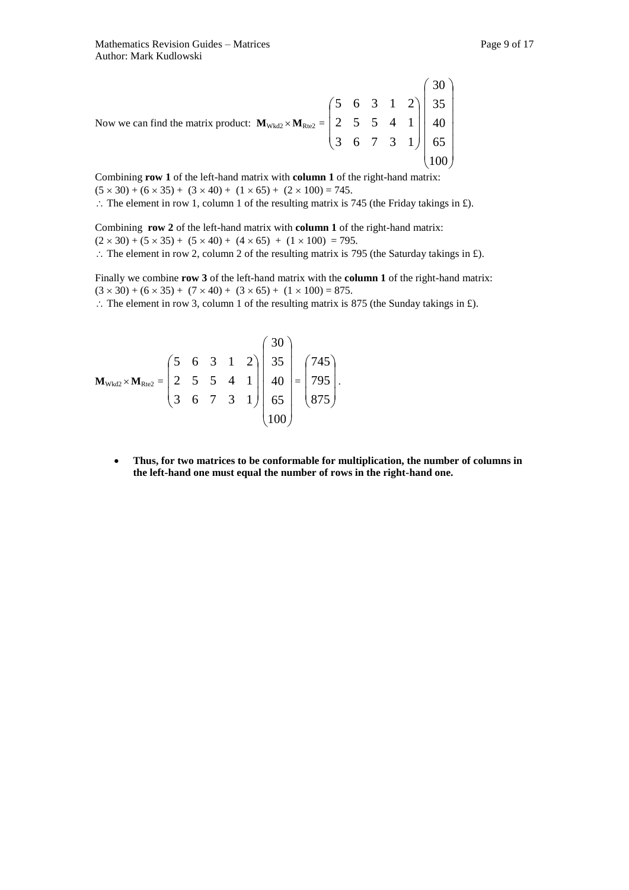Now we can find the matrix product: $\mathbf{M}_{\text{Wkd2}} \times \mathbf{M}_{\text{Rte2}} = \begin{pmatrix} 5 & 6 & 3 & 1 & 2 \\ 2 & 5 & 5 & 4 & 1 \\ 3 & 6 & 7 & 3 & 1 \end{pmatrix} \begin{pmatrix} 30 \\ 35 \\ 40 \\ 65 \\ 100 \end{pmatrix}$

Combining **row 1** of the left-hand matrix with **column 1** of the right-hand matrix:
$(5 \times 30) + (6 \times 35) + (3 \times 40) + (1 \times 65) + (2 \times 100) = 745$.
$\therefore$ The element in row 1, column 1 of the resulting matrix is 745 (the Friday takings in £).

Combining **row 2** of the left-hand matrix with **column 1** of the right-hand matrix:
$(2 \times 30) + (5 \times 35) + (5 \times 40) + (4 \times 65) + (1 \times 100) = 795$.
$\therefore$ The element in row 2, column 2 of the resulting matrix is 795 (the Saturday takings in £).

Finally we combine **row 3** of the left-hand matrix with the **column 1** of the right-hand matrix:
$(3 \times 30) + (6 \times 35) + (7 \times 40) + (3 \times 65) + (1 \times 100) = 875$.
$\therefore$ The element in row 3, column 1 of the resulting matrix is 875 (the Sunday takings in £).

$$\mathbf{M}_{\text{Wkd2}} \times \mathbf{M}_{\text{Rte2}} = \begin{pmatrix} 5 & 6 & 3 & 1 & 2 \\ 2 & 5 & 5 & 4 & 1 \\ 3 & 6 & 7 & 3 & 1 \end{pmatrix} \begin{pmatrix} 30 \\ 35 \\ 40 \\ 65 \\ 100 \end{pmatrix} = \begin{pmatrix} 745 \\ 795 \\ 875 \end{pmatrix}.$$

- **Thus, for two matrices to be conformable for multiplication, the number of columns in the left-hand one must equal the number of rows in the right-hand one.**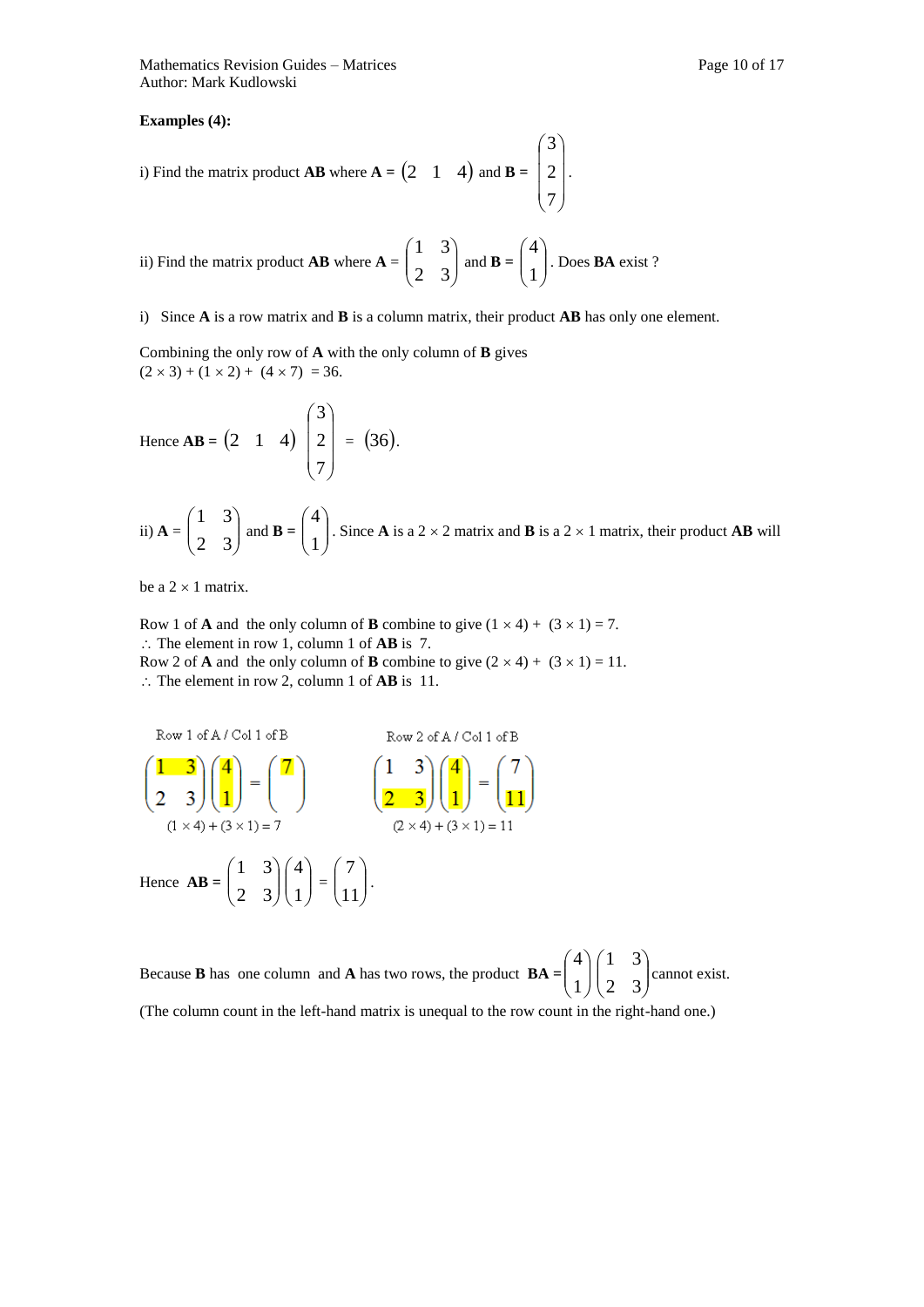**Examples (4):**

i) Find the matrix product **AB** where **A** = $\begin{pmatrix} 2 & 1 & 4 \end{pmatrix}$ and **B** = $\begin{pmatrix} 3 \\ 2 \\ 7 \end{pmatrix}$.

ii) Find the matrix product **AB** where **A** = $\begin{pmatrix} 1 & 3 \\ 2 & 3 \end{pmatrix}$ and **B** = $\begin{pmatrix} 4 \\ 1 \end{pmatrix}$. Does **BA** exist ?

i) Since **A** is a row matrix and **B** is a column matrix, their product **AB** has only one element.

Combining the only row of **A** with the only column of **B** gives
$(2 \times 3) + (1 \times 2) + (4 \times 7) = 36$.

Hence **AB** = $\begin{pmatrix} 2 & 1 & 4 \end{pmatrix} \begin{pmatrix} 3 \\ 2 \\ 7 \end{pmatrix} = \begin{pmatrix} 36 \end{pmatrix}$.

ii) **A** = $\begin{pmatrix} 1 & 3 \\ 2 & 3 \end{pmatrix}$ and **B** = $\begin{pmatrix} 4 \\ 1 \end{pmatrix}$. Since **A** is a $2 \times 2$ matrix and **B** is a $2 \times 1$ matrix, their product **AB** will be a $2 \times 1$ matrix.

Row 1 of **A** and the only column of **B** combine to give $(1 \times 4) + (3 \times 1) = 7$.
$\therefore$ The element in row 1, column 1 of **AB** is 7.
Row 2 of **A** and the only column of **B** combine to give $(2 \times 4) + (3 \times 1) = 11$.
$\therefore$ The element in row 2, column 1 of **AB** is 11.

Row 1 of A / Col 1 of B

$$\begin{pmatrix} 1 & 3 \\ 2 & 3 \end{pmatrix} \begin{pmatrix} 4 \\ 1 \end{pmatrix} = \begin{pmatrix} 7 \\ \ \end{pmatrix}$$

$(1 \times 4) + (3 \times 1) = 7$

Row 2 of A / Col 1 of B

$$\begin{pmatrix} 1 & 3 \\ 2 & 3 \end{pmatrix} \begin{pmatrix} 4 \\ 1 \end{pmatrix} = \begin{pmatrix} 7 \\ 11 \end{pmatrix}$$

$(2 \times 4) + (3 \times 1) = 11$

Hence **AB** = $\begin{pmatrix} 1 & 3 \\ 2 & 3 \end{pmatrix} \begin{pmatrix} 4 \\ 1 \end{pmatrix} = \begin{pmatrix} 7 \\ 11 \end{pmatrix}$.

Because **B** has one column and **A** has two rows, the product **BA** = $\begin{pmatrix} 4 \\ 1 \end{pmatrix} \begin{pmatrix} 1 & 3 \\ 2 & 3 \end{pmatrix}$ cannot exist.

(The column count in the left-hand matrix is unequal to the row count in the right-hand one.)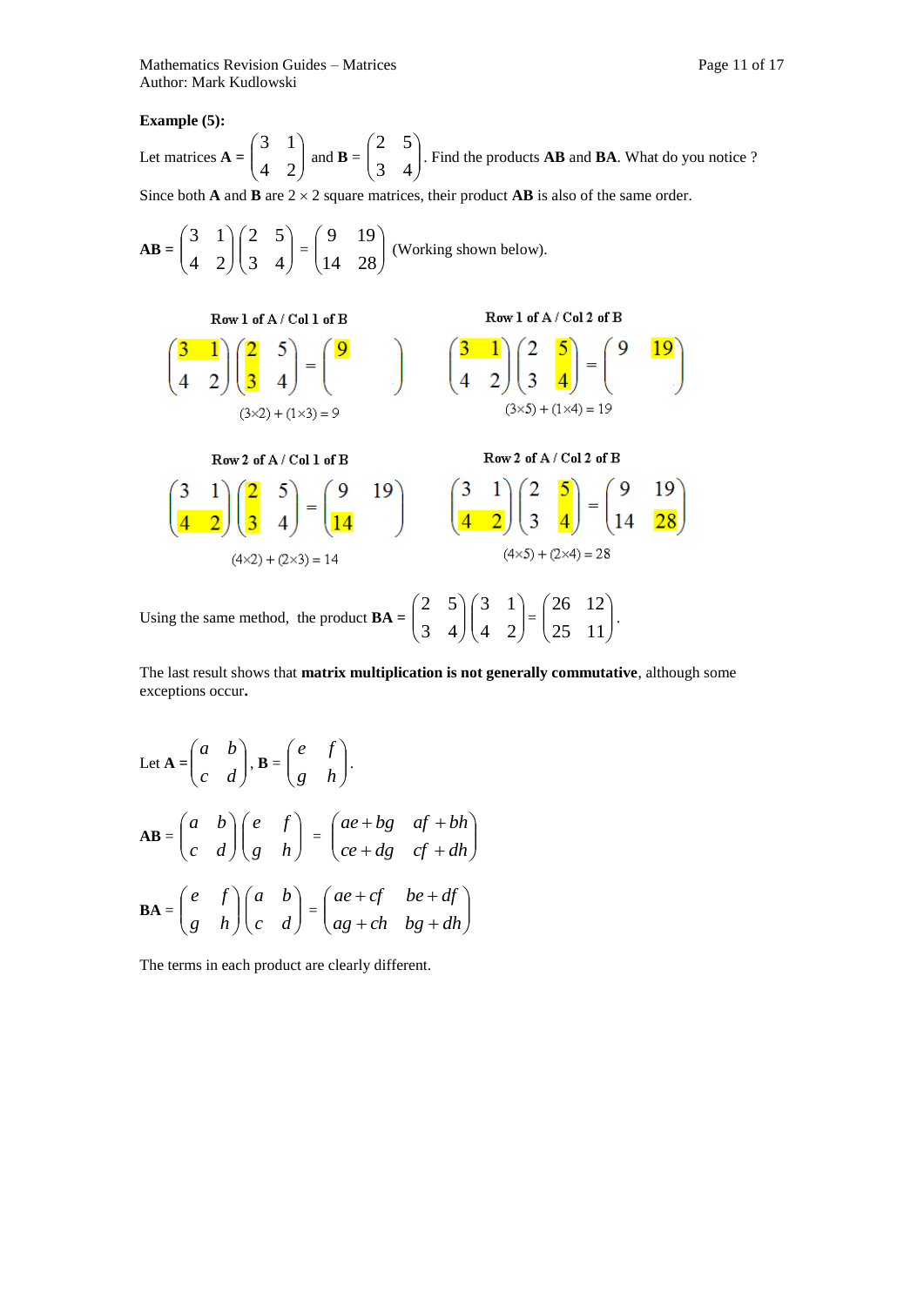**Example (5):**

Let matrices $\mathbf{A} = \begin{pmatrix} 3 & 1 \\ 4 & 2 \end{pmatrix}$ and $\mathbf{B} = \begin{pmatrix} 2 & 5 \\ 3 & 4 \end{pmatrix}$. Find the products **AB** and **BA**. What do you notice ?

Since both **A** and **B** are $2 \times 2$ square matrices, their product **AB** is also of the same order.

$$\mathbf{AB} = \begin{pmatrix} 3 & 1 \\ 4 & 2 \end{pmatrix}\begin{pmatrix} 2 & 5 \\ 3 & 4 \end{pmatrix} = \begin{pmatrix} 9 & 19 \\ 14 & 28 \end{pmatrix}$$ (Working shown below).

**Row 1 of A / Col 1 of B**

$$\begin{pmatrix} 3 & 1 \\ 4 & 2 \end{pmatrix}\begin{pmatrix} 2 & 5 \\ 3 & 4 \end{pmatrix} = \begin{pmatrix} 9 & \\ & \end{pmatrix}$$

$(3 \times 2) + (1 \times 3) = 9$

**Row 1 of A / Col 2 of B**

$$\begin{pmatrix} 3 & 1 \\ 4 & 2 \end{pmatrix}\begin{pmatrix} 2 & 5 \\ 3 & 4 \end{pmatrix} = \begin{pmatrix} 9 & 19 \\ & \end{pmatrix}$$

$(3 \times 5) + (1 \times 4) = 19$

**Row 2 of A / Col 1 of B**

$$\begin{pmatrix} 3 & 1 \\ 4 & 2 \end{pmatrix}\begin{pmatrix} 2 & 5 \\ 3 & 4 \end{pmatrix} = \begin{pmatrix} 9 & 19 \\ 14 & \end{pmatrix}$$

$(4 \times 2) + (2 \times 3) = 14$

**Row 2 of A / Col 2 of B**

$$\begin{pmatrix} 3 & 1 \\ 4 & 2 \end{pmatrix}\begin{pmatrix} 2 & 5 \\ 3 & 4 \end{pmatrix} = \begin{pmatrix} 9 & 19 \\ 14 & 28 \end{pmatrix}$$

$(4 \times 5) + (2 \times 4) = 28$

Using the same method, the product $\mathbf{BA} = \begin{pmatrix} 2 & 5 \\ 3 & 4 \end{pmatrix}\begin{pmatrix} 3 & 1 \\ 4 & 2 \end{pmatrix} = \begin{pmatrix} 26 & 12 \\ 25 & 11 \end{pmatrix}$.

The last result shows that **matrix multiplication is not generally commutative**, although some exceptions occur**.**

Let $\mathbf{A} = \begin{pmatrix} a & b \\ c & d \end{pmatrix}$, $\mathbf{B} = \begin{pmatrix} e & f \\ g & h \end{pmatrix}$.

$$\mathbf{AB} = \begin{pmatrix} a & b \\ c & d \end{pmatrix}\begin{pmatrix} e & f \\ g & h \end{pmatrix} = \begin{pmatrix} ae + bg & af + bh \\ ce + dg & cf + dh \end{pmatrix}$$

$$\mathbf{BA} = \begin{pmatrix} e & f \\ g & h \end{pmatrix}\begin{pmatrix} a & b \\ c & d \end{pmatrix} = \begin{pmatrix} ae + cf & be + df \\ ag + ch & bg + dh \end{pmatrix}$$

The terms in each product are clearly different.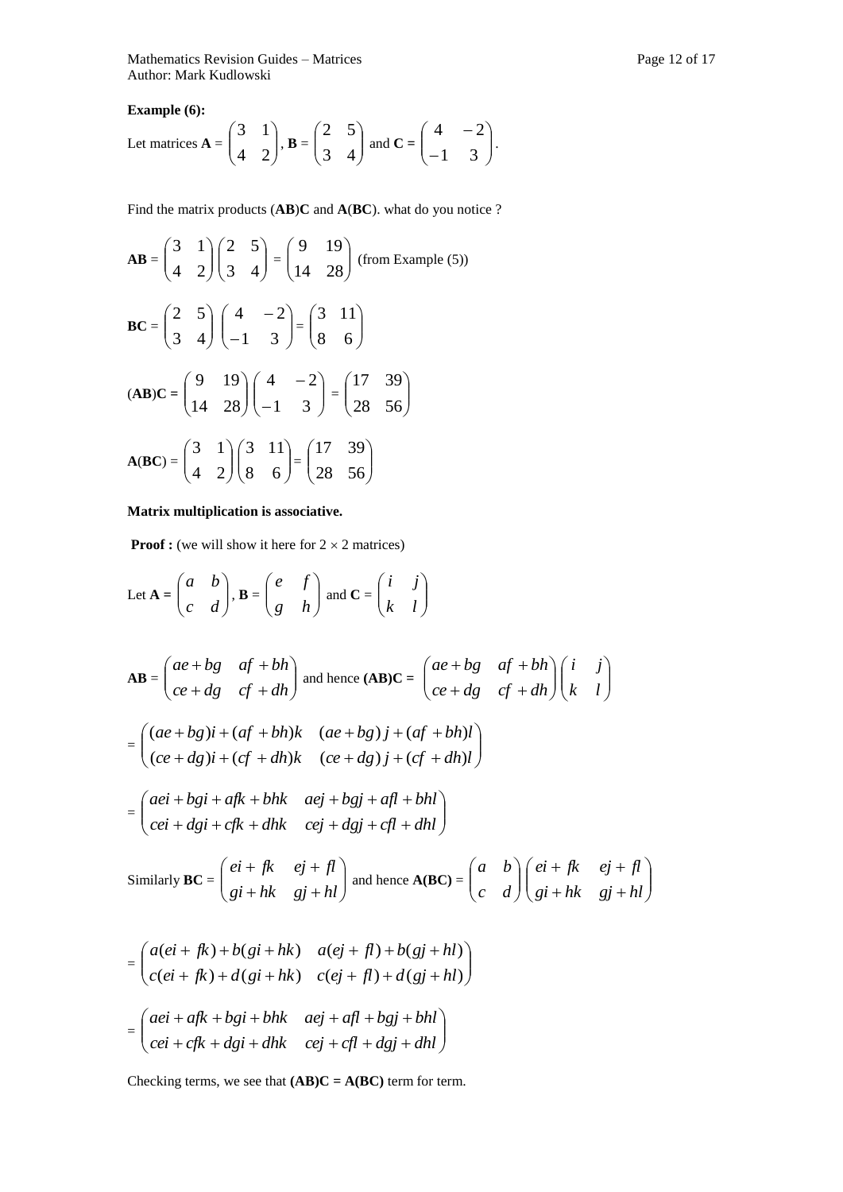**Example (6):**

Let matrices **A** = $\begin{pmatrix} 3 & 1 \\ 4 & 2 \end{pmatrix}$, **B** = $\begin{pmatrix} 2 & 5 \\ 3 & 4 \end{pmatrix}$ and **C =** $\begin{pmatrix} 4 & -2 \\ -1 & 3 \end{pmatrix}$.

Find the matrix products (**AB**)**C** and **A**(**BC**). what do you notice ?

$$\mathbf{AB} = \begin{pmatrix} 3 & 1 \\ 4 & 2 \end{pmatrix}\begin{pmatrix} 2 & 5 \\ 3 & 4 \end{pmatrix} = \begin{pmatrix} 9 & 19 \\ 14 & 28 \end{pmatrix} \text{ (from Example (5))}$$

$$\mathbf{BC} = \begin{pmatrix} 2 & 5 \\ 3 & 4 \end{pmatrix}\begin{pmatrix} 4 & -2 \\ -1 & 3 \end{pmatrix} = \begin{pmatrix} 3 & 11 \\ 8 & 6 \end{pmatrix}$$

$$(\mathbf{AB})\mathbf{C} = \begin{pmatrix} 9 & 19 \\ 14 & 28 \end{pmatrix}\begin{pmatrix} 4 & -2 \\ -1 & 3 \end{pmatrix} = \begin{pmatrix} 17 & 39 \\ 28 & 56 \end{pmatrix}$$

$$\mathbf{A}(\mathbf{BC}) = \begin{pmatrix} 3 & 1 \\ 4 & 2 \end{pmatrix}\begin{pmatrix} 3 & 11 \\ 8 & 6 \end{pmatrix} = \begin{pmatrix} 17 & 39 \\ 28 & 56 \end{pmatrix}$$

**Matrix multiplication is associative.**

**Proof :** (we will show it here for $2 \times 2$ matrices)

Let **A =** $\begin{pmatrix} a & b \\ c & d \end{pmatrix}$, **B** = $\begin{pmatrix} e & f \\ g & h \end{pmatrix}$ and **C** = $\begin{pmatrix} i & j \\ k & l \end{pmatrix}$

**AB** = $\begin{pmatrix} ae+bg & af+bh \\ ce+dg & cf+dh \end{pmatrix}$ and hence **(AB)C =** $\begin{pmatrix} ae+bg & af+bh \\ ce+dg & cf+dh \end{pmatrix}\begin{pmatrix} i & j \\ k & l \end{pmatrix}$

$$= \begin{pmatrix} (ae+bg)i+(af+bh)k & (ae+bg)j+(af+bh)l \\ (ce+dg)i+(cf+dh)k & (ce+dg)j+(cf+dh)l \end{pmatrix}$$

$$= \begin{pmatrix} aei+bgi+afk+bhk & aej+bgj+afl+bhl \\ cei+dgi+cfk+dhk & cej+dgj+cfl+dhl \end{pmatrix}$$

Similarly **BC** = $\begin{pmatrix} ei+fk & ej+fl \\ gi+hk & gj+hl \end{pmatrix}$ and hence **A(BC)** = $\begin{pmatrix} a & b \\ c & d \end{pmatrix}\begin{pmatrix} ei+fk & ej+fl \\ gi+hk & gj+hl \end{pmatrix}$

$$= \begin{pmatrix} a(ei+fk)+b(gi+hk) & a(ej+fl)+b(gj+hl) \\ c(ei+fk)+d(gi+hk) & c(ej+fl)+d(gj+hl) \end{pmatrix}$$

$$= \begin{pmatrix} aei+afk+bgi+bhk & aej+afl+bgj+bhl \\ cei+cfk+dgi+dhk & cej+cfl+dgj+dhl \end{pmatrix}$$

Checking terms, we see that **(AB)C = A(BC)** term for term.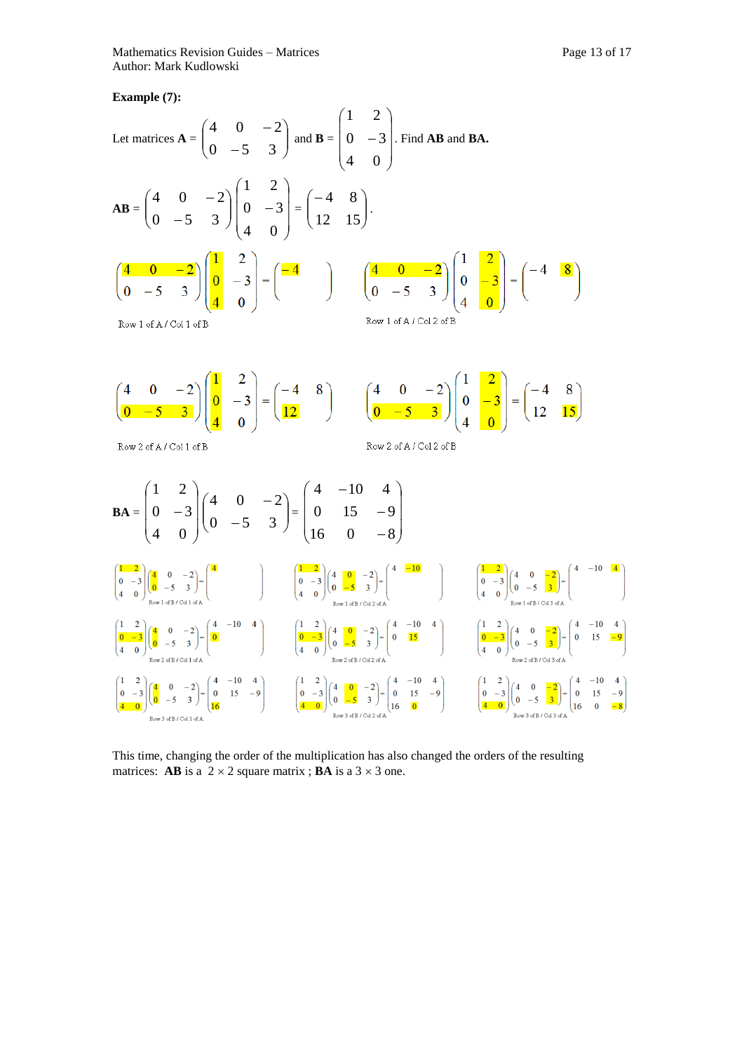**Example (7):**

Let matrices **A** = $\begin{pmatrix} 4 & 0 & -2 \\ 0 & -5 & 3 \end{pmatrix}$ and **B** = $\begin{pmatrix} 1 & 2 \\ 0 & -3 \\ 4 & 0 \end{pmatrix}$. Find **AB** and **BA.**

**AB** = $\begin{pmatrix} 4 & 0 & -2 \\ 0 & -5 & 3 \end{pmatrix}\begin{pmatrix} 1 & 2 \\ 0 & -3 \\ 4 & 0 \end{pmatrix} = \begin{pmatrix} -4 & 8 \\ 12 & 15 \end{pmatrix}$.

$$\begin{pmatrix} 4 & 0 & -2 \\ 0 & -5 & 3 \end{pmatrix}\begin{pmatrix} 1 & 2 \\ 0 & -3 \\ 4 & 0 \end{pmatrix} = \begin{pmatrix} -4 & \\ & \end{pmatrix}$$

Row 1 of A / Col 1 of B

$$\begin{pmatrix} 4 & 0 & -2 \\ 0 & -5 & 3 \end{pmatrix}\begin{pmatrix} 1 & 2 \\ 0 & -3 \\ 4 & 0 \end{pmatrix} = \begin{pmatrix} -4 & 8 \\ & \end{pmatrix}$$

Row 1 of A / Col 2 of B

$$\begin{pmatrix} 4 & 0 & -2 \\ 0 & -5 & 3 \end{pmatrix}\begin{pmatrix} 1 & 2 \\ 0 & -3 \\ 4 & 0 \end{pmatrix} = \begin{pmatrix} -4 & 8 \\ 12 & \end{pmatrix}$$

Row 2 of A / Col 1 of B

$$\begin{pmatrix} 4 & 0 & -2 \\ 0 & -5 & 3 \end{pmatrix}\begin{pmatrix} 1 & 2 \\ 0 & -3 \\ 4 & 0 \end{pmatrix} = \begin{pmatrix} -4 & 8 \\ 12 & 15 \end{pmatrix}$$

Row 2 of A / Col 2 of B

**BA** = $\begin{pmatrix} 1 & 2 \\ 0 & -3 \\ 4 & 0 \end{pmatrix}\begin{pmatrix} 4 & 0 & -2 \\ 0 & -5 & 3 \end{pmatrix} = \begin{pmatrix} 4 & -10 & 4 \\ 0 & 15 & -9 \\ 16 & 0 & -8 \end{pmatrix}$

$$\begin{pmatrix} 1 & 2 \\ 0 & -3 \\ 4 & 0 \end{pmatrix}\begin{pmatrix} 4 & 0 & -2 \\ 0 & -5 & 3 \end{pmatrix} = \begin{pmatrix} 4 & & \\ & & \\ & & \end{pmatrix}$$

Row 1 of B / Col 1 of A

$$\begin{pmatrix} 1 & 2 \\ 0 & -3 \\ 4 & 0 \end{pmatrix}\begin{pmatrix} 4 & 0 & -2 \\ 0 & -5 & 3 \end{pmatrix} = \begin{pmatrix} 4 & -10 & \\ & & \\ & & \end{pmatrix}$$

Row 1 of B / Col 2 of A

$$\begin{pmatrix} 1 & 2 \\ 0 & -3 \\ 4 & 0 \end{pmatrix}\begin{pmatrix} 4 & 0 & -2 \\ 0 & -5 & 3 \end{pmatrix} = \begin{pmatrix} 4 & -10 & 4 \\ & & \\ & & \end{pmatrix}$$

Row 1 of B / Col 3 of A

$$\begin{pmatrix} 1 & 2 \\ 0 & -3 \\ 4 & 0 \end{pmatrix}\begin{pmatrix} 4 & 0 & -2 \\ 0 & -5 & 3 \end{pmatrix} = \begin{pmatrix} 4 & -10 & 4 \\ 0 & & \\ & & \end{pmatrix}$$

Row 2 of B / Col 1 of A

$$\begin{pmatrix} 1 & 2 \\ 0 & -3 \\ 4 & 0 \end{pmatrix}\begin{pmatrix} 4 & 0 & -2 \\ 0 & -5 & 3 \end{pmatrix} = \begin{pmatrix} 4 & -10 & 4 \\ 0 & 15 & \\ & & \end{pmatrix}$$

Row 2 of B / Col 2 of A

$$\begin{pmatrix} 1 & 2 \\ 0 & -3 \\ 4 & 0 \end{pmatrix}\begin{pmatrix} 4 & 0 & -2 \\ 0 & -5 & 3 \end{pmatrix} = \begin{pmatrix} 4 & -10 & 4 \\ 0 & 15 & -9 \\ & & \end{pmatrix}$$

Row 2 of B / Col 3 of A

$$\begin{pmatrix} 1 & 2 \\ 0 & -3 \\ 4 & 0 \end{pmatrix}\begin{pmatrix} 4 & 0 & -2 \\ 0 & -5 & 3 \end{pmatrix} = \begin{pmatrix} 4 & -10 & 4 \\ 0 & 15 & -9 \\ 16 & & \end{pmatrix}$$

Row 3 of B / Col 1 of A

$$\begin{pmatrix} 1 & 2 \\ 0 & -3 \\ 4 & 0 \end{pmatrix}\begin{pmatrix} 4 & 0 & -2 \\ 0 & -5 & 3 \end{pmatrix} = \begin{pmatrix} 4 & -10 & 4 \\ 0 & 15 & -9 \\ 16 & 0 & \end{pmatrix}$$

Row 3 of B / Col 2 of A

$$\begin{pmatrix} 1 & 2 \\ 0 & -3 \\ 4 & 0 \end{pmatrix}\begin{pmatrix} 4 & 0 & -2 \\ 0 & -5 & 3 \end{pmatrix} = \begin{pmatrix} 4 & -10 & 4 \\ 0 & 15 & -9 \\ 16 & 0 & -8 \end{pmatrix}$$

Row 3 of B / Col 3 of A

This time, changing the order of the multiplication has also changed the orders of the resulting matrices: **AB** is a $2 \times 2$ square matrix ; **BA** is a $3 \times 3$ one.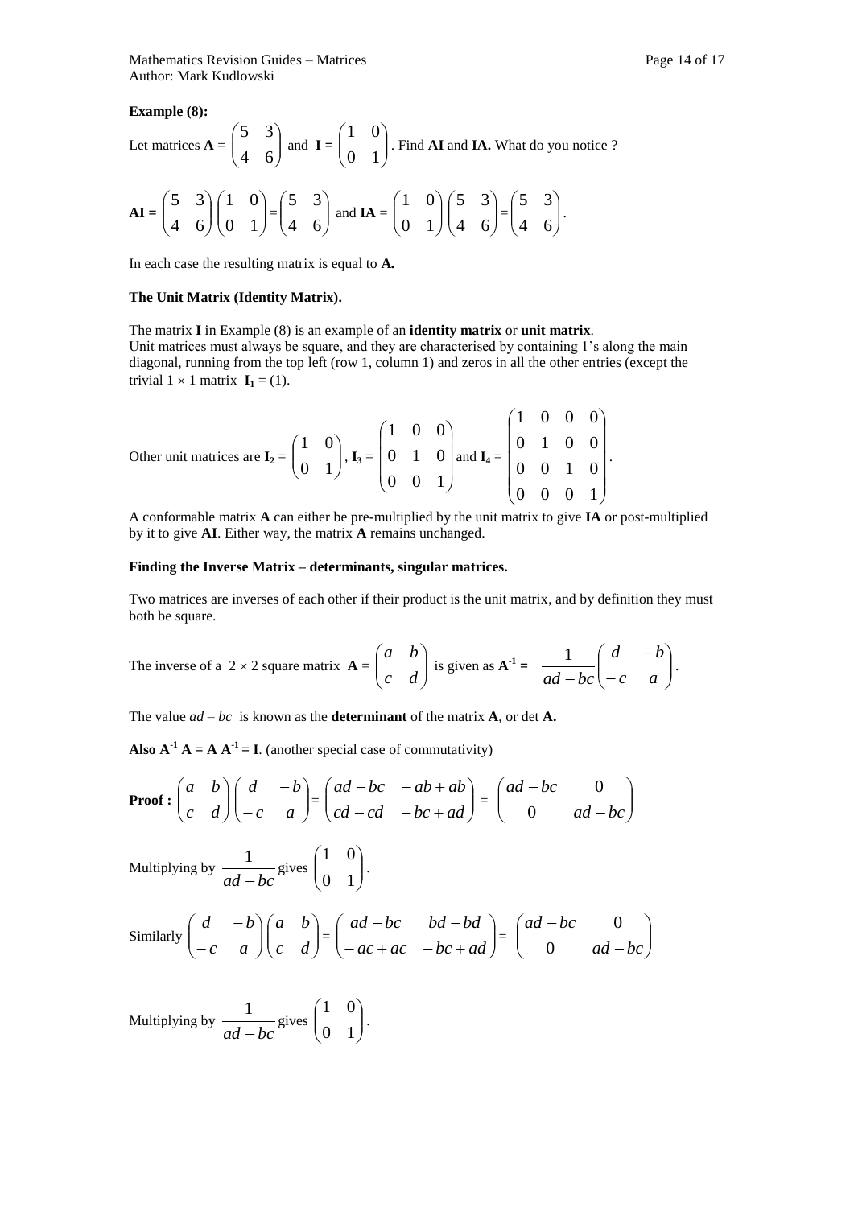**Example (8):**

Let matrices **A** = $\begin{pmatrix} 5 & 3 \\ 4 & 6 \end{pmatrix}$ and **I** = $\begin{pmatrix} 1 & 0 \\ 0 & 1 \end{pmatrix}$. Find **AI** and **IA.** What do you notice ?

**AI** = $\begin{pmatrix} 5 & 3 \\ 4 & 6 \end{pmatrix}\begin{pmatrix} 1 & 0 \\ 0 & 1 \end{pmatrix} = \begin{pmatrix} 5 & 3 \\ 4 & 6 \end{pmatrix}$ and **IA** = $\begin{pmatrix} 1 & 0 \\ 0 & 1 \end{pmatrix}\begin{pmatrix} 5 & 3 \\ 4 & 6 \end{pmatrix} = \begin{pmatrix} 5 & 3 \\ 4 & 6 \end{pmatrix}$.

In each case the resulting matrix is equal to **A.**

**The Unit Matrix (Identity Matrix).**

The matrix **I** in Example (8) is an example of an **identity matrix** or **unit matrix**.
Unit matrices must always be square, and they are characterised by containing 1's along the main diagonal, running from the top left (row 1, column 1) and zeros in all the other entries (except the trivial $1 \times 1$ matrix $\mathbf{I_1} = (1)$.

Other unit matrices are $\mathbf{I_2} = \begin{pmatrix} 1 & 0 \\ 0 & 1 \end{pmatrix}$, $\mathbf{I_3} = \begin{pmatrix} 1 & 0 & 0 \\ 0 & 1 & 0 \\ 0 & 0 & 1 \end{pmatrix}$ and $\mathbf{I_4} = \begin{pmatrix} 1 & 0 & 0 & 0 \\ 0 & 1 & 0 & 0 \\ 0 & 0 & 1 & 0 \\ 0 & 0 & 0 & 1 \end{pmatrix}$.

A conformable matrix **A** can either be pre-multiplied by the unit matrix to give **IA** or post-multiplied by it to give **AI**. Either way, the matrix **A** remains unchanged.

**Finding the Inverse Matrix – determinants, singular matrices.**

Two matrices are inverses of each other if their product is the unit matrix, and by definition they must both be square.

The inverse of a $2 \times 2$ square matrix $\mathbf{A} = \begin{pmatrix} a & b \\ c & d \end{pmatrix}$ is given as $\mathbf{A^{-1}} = \dfrac{1}{ad-bc}\begin{pmatrix} d & -b \\ -c & a \end{pmatrix}$.

The value $ad - bc$ is known as the **determinant** of the matrix **A**, or det **A.**

**Also $\mathbf{A^{-1} A = A A^{-1} = I}$**. (another special case of commutativity)

**Proof :** $\begin{pmatrix} a & b \\ c & d \end{pmatrix}\begin{pmatrix} d & -b \\ -c & a \end{pmatrix} = \begin{pmatrix} ad-bc & -ab+ab \\ cd-cd & -bc+ad \end{pmatrix} = \begin{pmatrix} ad-bc & 0 \\ 0 & ad-bc \end{pmatrix}$

Multiplying by $\dfrac{1}{ad-bc}$ gives $\begin{pmatrix} 1 & 0 \\ 0 & 1 \end{pmatrix}$.

Similarly $\begin{pmatrix} d & -b \\ -c & a \end{pmatrix}\begin{pmatrix} a & b \\ c & d \end{pmatrix} = \begin{pmatrix} ad-bc & bd-bd \\ -ac+ac & -bc+ad \end{pmatrix} = \begin{pmatrix} ad-bc & 0 \\ 0 & ad-bc \end{pmatrix}$

Multiplying by $\dfrac{1}{ad-bc}$ gives $\begin{pmatrix} 1 & 0 \\ 0 & 1 \end{pmatrix}$.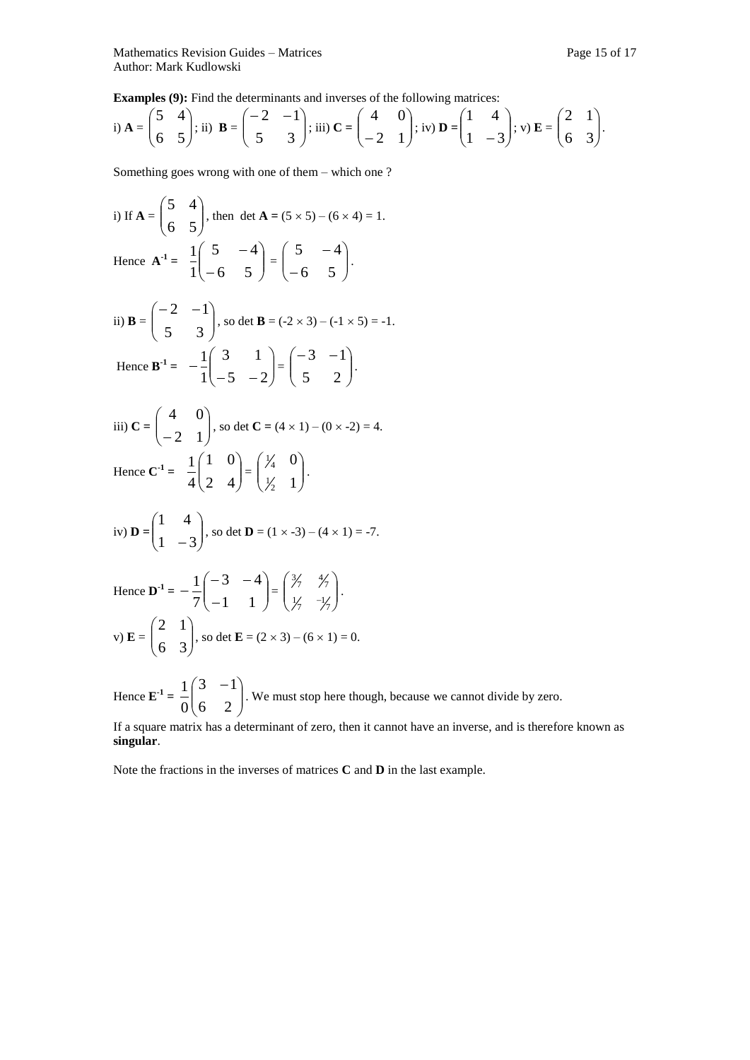**Examples (9):** Find the determinants and inverses of the following matrices:

i) $\mathbf{A} = \begin{pmatrix} 5 & 4 \\ 6 & 5 \end{pmatrix}$; ii) $\mathbf{B} = \begin{pmatrix} -2 & -1 \\ 5 & 3 \end{pmatrix}$; iii) $\mathbf{C} = \begin{pmatrix} 4 & 0 \\ -2 & 1 \end{pmatrix}$; iv) $\mathbf{D} = \begin{pmatrix} 1 & 4 \\ 1 & -3 \end{pmatrix}$; v) $\mathbf{E} = \begin{pmatrix} 2 & 1 \\ 6 & 3 \end{pmatrix}$.

Something goes wrong with one of them – which one ?

i) If $\mathbf{A} = \begin{pmatrix} 5 & 4 \\ 6 & 5 \end{pmatrix}$, then det $\mathbf{A} = (5 \times 5) - (6 \times 4) = 1$.

Hence $\mathbf{A}^{-1} = \frac{1}{1}\begin{pmatrix} 5 & -4 \\ -6 & 5 \end{pmatrix} = \begin{pmatrix} 5 & -4 \\ -6 & 5 \end{pmatrix}$.

ii) $\mathbf{B} = \begin{pmatrix} -2 & -1 \\ 5 & 3 \end{pmatrix}$, so det $\mathbf{B} = (-2 \times 3) - (-1 \times 5) = -1$.

Hence $\mathbf{B}^{-1} = -\frac{1}{1}\begin{pmatrix} 3 & 1 \\ -5 & -2 \end{pmatrix} = \begin{pmatrix} -3 & -1 \\ 5 & 2 \end{pmatrix}$.

iii) $\mathbf{C} = \begin{pmatrix} 4 & 0 \\ -2 & 1 \end{pmatrix}$, so det $\mathbf{C} = (4 \times 1) - (0 \times -2) = 4$.

Hence $\mathbf{C}^{-1} = \frac{1}{4}\begin{pmatrix} 1 & 0 \\ 2 & 4 \end{pmatrix} = \begin{pmatrix} \frac{1}{4} & 0 \\ \frac{1}{2} & 1 \end{pmatrix}$.

iv) $\mathbf{D} = \begin{pmatrix} 1 & 4 \\ 1 & -3 \end{pmatrix}$, so det $\mathbf{D} = (1 \times -3) - (4 \times 1) = -7$.

Hence $\mathbf{D}^{-1} = -\frac{1}{7}\begin{pmatrix} -3 & -4 \\ -1 & 1 \end{pmatrix} = \begin{pmatrix} \frac{3}{7} & \frac{4}{7} \\ \frac{1}{7} & \frac{-1}{7} \end{pmatrix}$.

v) $\mathbf{E} = \begin{pmatrix} 2 & 1 \\ 6 & 3 \end{pmatrix}$, so det $\mathbf{E} = (2 \times 3) - (6 \times 1) = 0$.

Hence $\mathbf{E}^{-1} = \frac{1}{0}\begin{pmatrix} 3 & -1 \\ 6 & 2 \end{pmatrix}$. We must stop here though, because we cannot divide by zero.

If a square matrix has a determinant of zero, then it cannot have an inverse, and is therefore known as **singular**.

Note the fractions in the inverses of matrices **C** and **D** in the last example.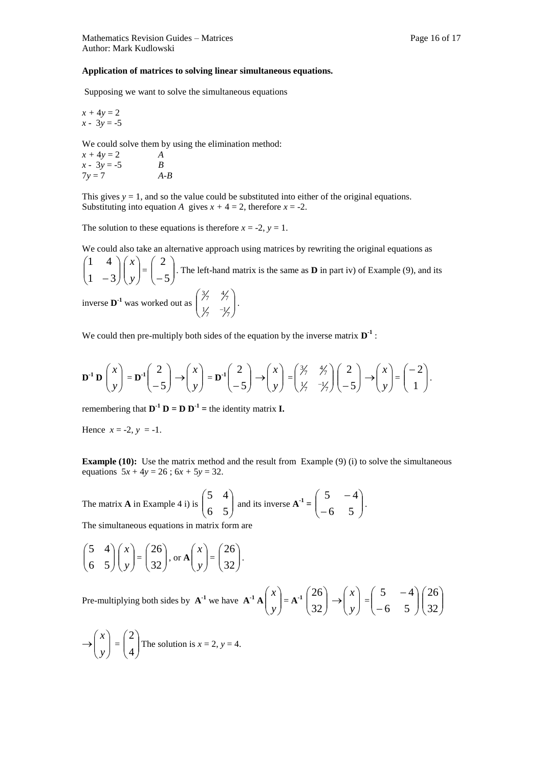**Application of matrices to solving linear simultaneous equations.**

Supposing we want to solve the simultaneous equations

$x + 4y = 2$
$x - 3y = -5$

We could solve them by using the elimination method:

| | |
|---|---|
| $x + 4y = 2$ | *A* |
| $x - 3y = -5$ | *B* |
| $7y = 7$ | *A-B* |

This gives $y = 1$, and so the value could be substituted into either of the original equations. Substituting into equation *A* gives $x + 4 = 2$, therefore $x = -2$.

The solution to these equations is therefore $x = -2$, $y = 1$.

We could also take an alternative approach using matrices by rewriting the original equations as $\begin{pmatrix} 1 & 4 \\ 1 & -3 \end{pmatrix}\begin{pmatrix} x \\ y \end{pmatrix} = \begin{pmatrix} 2 \\ -5 \end{pmatrix}$. The left-hand matrix is the same as **D** in part iv) of Example (9), and its inverse $\mathbf{D}^{-1}$ was worked out as $\begin{pmatrix} 3/7 & 4/7 \\ 1/7 & -1/7 \end{pmatrix}$.

We could then pre-multiply both sides of the equation by the inverse matrix $\mathbf{D}^{-1}$ :

$$\mathbf{D}^{-1}\mathbf{D}\begin{pmatrix} x \\ y \end{pmatrix} = \mathbf{D}^{-1}\begin{pmatrix} 2 \\ -5 \end{pmatrix} \rightarrow \begin{pmatrix} x \\ y \end{pmatrix} = \mathbf{D}^{-1}\begin{pmatrix} 2 \\ -5 \end{pmatrix} \rightarrow \begin{pmatrix} x \\ y \end{pmatrix} = \begin{pmatrix} 3/7 & 4/7 \\ 1/7 & -1/7 \end{pmatrix}\begin{pmatrix} 2 \\ -5 \end{pmatrix} \rightarrow \begin{pmatrix} x \\ y \end{pmatrix} = \begin{pmatrix} -2 \\ 1 \end{pmatrix}.$$

remembering that $\mathbf{D}^{-1}\mathbf{D} = \mathbf{D}\,\mathbf{D}^{-1} =$ the identity matrix **I.**

Hence $x = -2$, $y = -1$.

**Example (10):** Use the matrix method and the result from Example (9) (i) to solve the simultaneous equations $5x + 4y = 26$ ; $6x + 5y = 32$.

The matrix **A** in Example 4 i) is $\begin{pmatrix} 5 & 4 \\ 6 & 5 \end{pmatrix}$ and its inverse $\mathbf{A}^{-1} = \begin{pmatrix} 5 & -4 \\ -6 & 5 \end{pmatrix}$.

The simultaneous equations in matrix form are

$$\begin{pmatrix} 5 & 4 \\ 6 & 5 \end{pmatrix}\begin{pmatrix} x \\ y \end{pmatrix} = \begin{pmatrix} 26 \\ 32 \end{pmatrix}, \text{ or } \mathbf{A}\begin{pmatrix} x \\ y \end{pmatrix} = \begin{pmatrix} 26 \\ 32 \end{pmatrix}.$$

Pre-multiplying both sides by $\mathbf{A}^{-1}$ we have $\mathbf{A}^{-1}\mathbf{A}\begin{pmatrix} x \\ y \end{pmatrix} = \mathbf{A}^{-1}\begin{pmatrix} 26 \\ 32 \end{pmatrix} \rightarrow \begin{pmatrix} x \\ y \end{pmatrix} = \begin{pmatrix} 5 & -4 \\ -6 & 5 \end{pmatrix}\begin{pmatrix} 26 \\ 32 \end{pmatrix}$

$\rightarrow \begin{pmatrix} x \\ y \end{pmatrix} = \begin{pmatrix} 2 \\ 4 \end{pmatrix}$ The solution is $x = 2$, $y = 4$.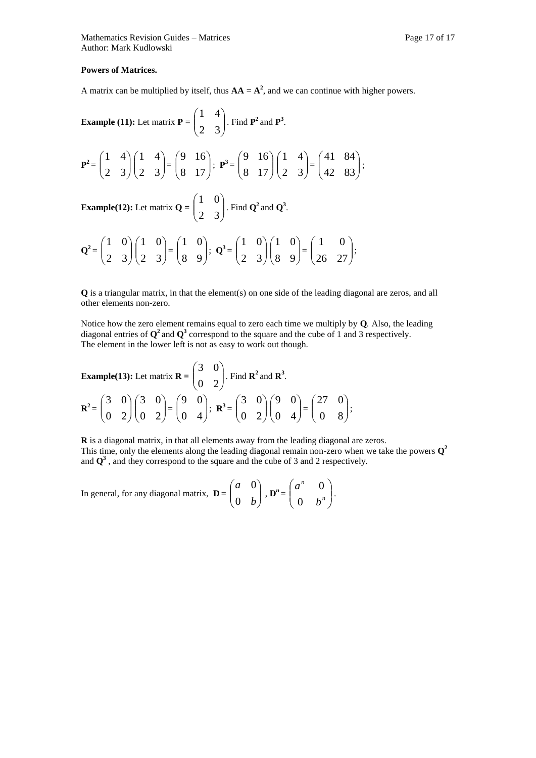**Powers of Matrices.**

A matrix can be multiplied by itself, thus $\mathbf{AA} = \mathbf{A}^2$, and we can continue with higher powers.

**Example (11):** Let matrix $\mathbf{P} = \begin{pmatrix} 1 & 4 \\ 2 & 3 \end{pmatrix}$. Find $\mathbf{P}^2$ and $\mathbf{P}^3$.

$$\mathbf{P}^2 = \begin{pmatrix} 1 & 4 \\ 2 & 3 \end{pmatrix}\begin{pmatrix} 1 & 4 \\ 2 & 3 \end{pmatrix} = \begin{pmatrix} 9 & 16 \\ 8 & 17 \end{pmatrix}; \; \mathbf{P}^3 = \begin{pmatrix} 9 & 16 \\ 8 & 17 \end{pmatrix}\begin{pmatrix} 1 & 4 \\ 2 & 3 \end{pmatrix} = \begin{pmatrix} 41 & 84 \\ 42 & 83 \end{pmatrix};$$

**Example(12):** Let matrix $\mathbf{Q} = \begin{pmatrix} 1 & 0 \\ 2 & 3 \end{pmatrix}$. Find $\mathbf{Q}^2$ and $\mathbf{Q}^3$.

$$\mathbf{Q}^2 = \begin{pmatrix} 1 & 0 \\ 2 & 3 \end{pmatrix}\begin{pmatrix} 1 & 0 \\ 2 & 3 \end{pmatrix} = \begin{pmatrix} 1 & 0 \\ 8 & 9 \end{pmatrix}; \; \mathbf{Q}^3 = \begin{pmatrix} 1 & 0 \\ 2 & 3 \end{pmatrix}\begin{pmatrix} 1 & 0 \\ 8 & 9 \end{pmatrix} = \begin{pmatrix} 1 & 0 \\ 26 & 27 \end{pmatrix};$$

**Q** is a triangular matrix, in that the element(s) on one side of the leading diagonal are zeros, and all other elements non-zero.

Notice how the zero element remains equal to zero each time we multiply by **Q**. Also, the leading diagonal entries of $\mathbf{Q}^2$ and $\mathbf{Q}^3$ correspond to the square and the cube of 1 and 3 respectively.
The element in the lower left is not as easy to work out though.

**Example(13):** Let matrix $\mathbf{R} = \begin{pmatrix} 3 & 0 \\ 0 & 2 \end{pmatrix}$. Find $\mathbf{R}^2$ and $\mathbf{R}^3$.

$$\mathbf{R}^2 = \begin{pmatrix} 3 & 0 \\ 0 & 2 \end{pmatrix}\begin{pmatrix} 3 & 0 \\ 0 & 2 \end{pmatrix} = \begin{pmatrix} 9 & 0 \\ 0 & 4 \end{pmatrix}; \; \mathbf{R}^3 = \begin{pmatrix} 3 & 0 \\ 0 & 2 \end{pmatrix}\begin{pmatrix} 9 & 0 \\ 0 & 4 \end{pmatrix} = \begin{pmatrix} 27 & 0 \\ 0 & 8 \end{pmatrix};$$

**R** is a diagonal matrix, in that all elements away from the leading diagonal are zeros.
This time, only the elements along the leading diagonal remain non-zero when we take the powers $\mathbf{Q}^2$ and $\mathbf{Q}^3$, and they correspond to the square and the cube of 3 and 2 respectively.

In general, for any diagonal matrix, $\mathbf{D} = \begin{pmatrix} a & 0 \\ 0 & b \end{pmatrix}$, $\mathbf{D}^n = \begin{pmatrix} a^n & 0 \\ 0 & b^n \end{pmatrix}$.